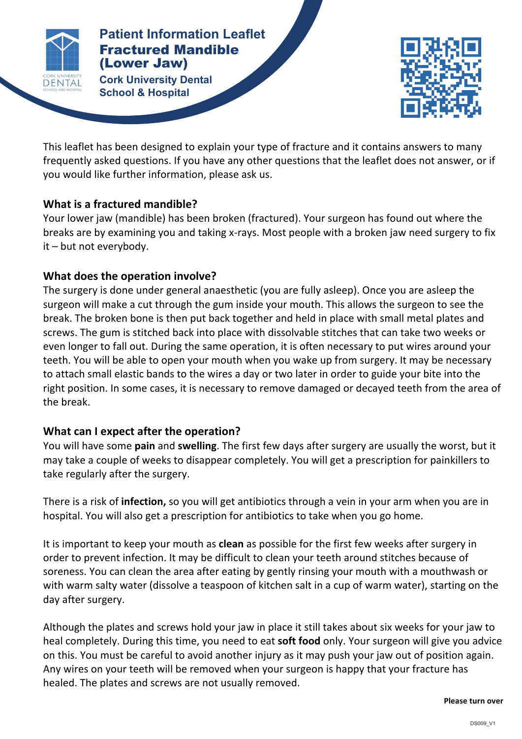# Patient Information Leaflet
# Fractured Mandible (Lower Jaw)

**Cork University Dental School & Hospital**

This leaflet has been designed to explain your type of fracture and it contains answers to many frequently asked questions. If you have any other questions that the leaflet does not answer, or if you would like further information, please ask us.

## What is a fractured mandible?

Your lower jaw (mandible) has been broken (fractured). Your surgeon has found out where the breaks are by examining you and taking x-rays. Most people with a broken jaw need surgery to fix it – but not everybody.

## What does the operation involve?

The surgery is done under general anaesthetic (you are fully asleep). Once you are asleep the surgeon will make a cut through the gum inside your mouth. This allows the surgeon to see the break. The broken bone is then put back together and held in place with small metal plates and screws. The gum is stitched back into place with dissolvable stitches that can take two weeks or even longer to fall out. During the same operation, it is often necessary to put wires around your teeth. You will be able to open your mouth when you wake up from surgery. It may be necessary to attach small elastic bands to the wires a day or two later in order to guide your bite into the right position. In some cases, it is necessary to remove damaged or decayed teeth from the area of the break.

## What can I expect after the operation?

You will have some **pain** and **swelling**. The first few days after surgery are usually the worst, but it may take a couple of weeks to disappear completely. You will get a prescription for painkillers to take regularly after the surgery.

There is a risk of **infection,** so you will get antibiotics through a vein in your arm when you are in hospital. You will also get a prescription for antibiotics to take when you go home.

It is important to keep your mouth as **clean** as possible for the first few weeks after surgery in order to prevent infection. It may be difficult to clean your teeth around stitches because of soreness. You can clean the area after eating by gently rinsing your mouth with a mouthwash or with warm salty water (dissolve a teaspoon of kitchen salt in a cup of warm water), starting on the day after surgery.

Although the plates and screws hold your jaw in place it still takes about six weeks for your jaw to heal completely. During this time, you need to eat **soft food** only. Your surgeon will give you advice on this. You must be careful to avoid another injury as it may push your jaw out of position again. Any wires on your teeth will be removed when your surgeon is happy that your fracture has healed. The plates and screws are not usually removed.

**Please turn over**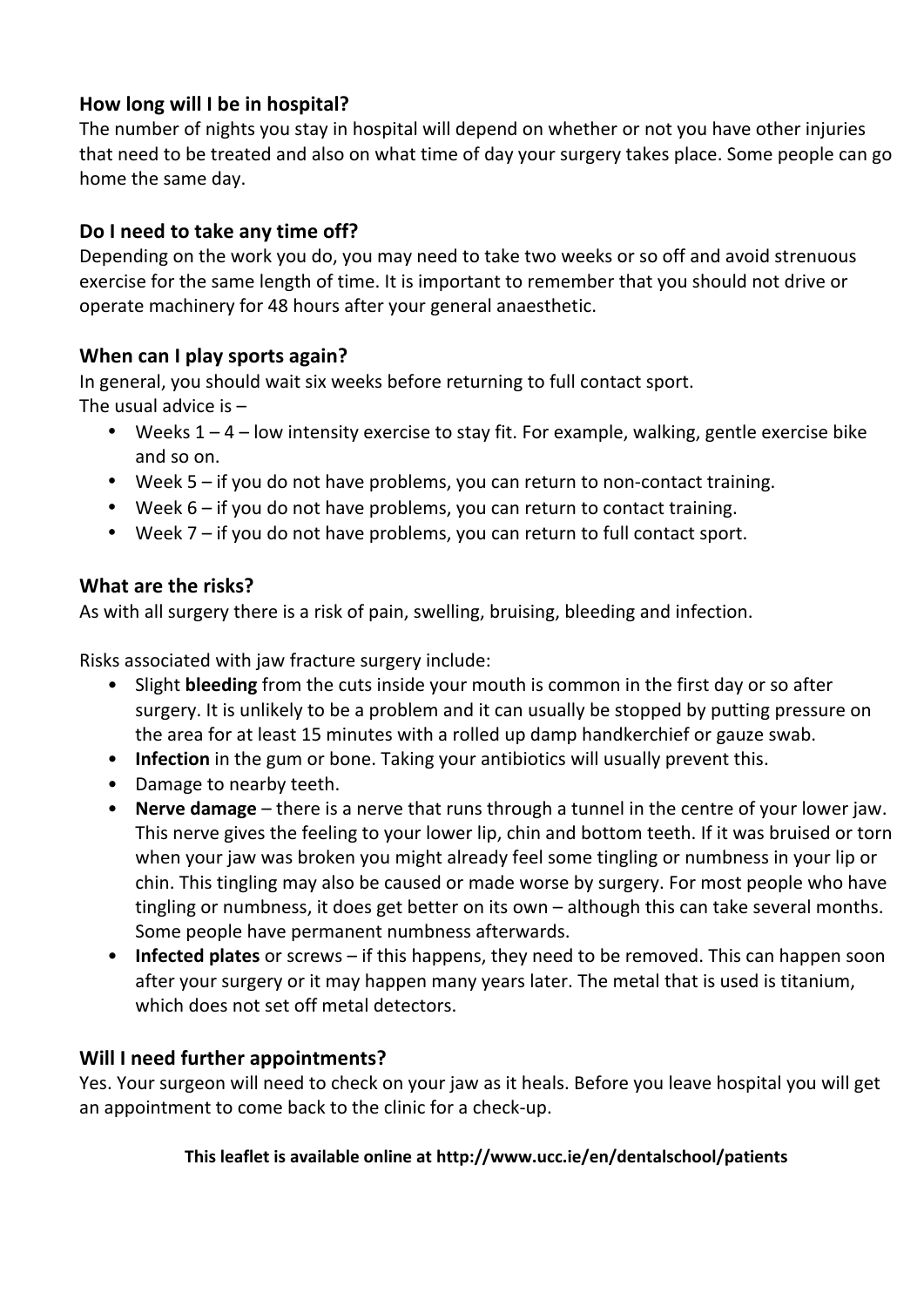## How long will I be in hospital?

The number of nights you stay in hospital will depend on whether or not you have other injuries that need to be treated and also on what time of day your surgery takes place. Some people can go home the same day.

## Do I need to take any time off?

Depending on the work you do, you may need to take two weeks or so off and avoid strenuous exercise for the same length of time. It is important to remember that you should not drive or operate machinery for 48 hours after your general anaesthetic.

## When can I play sports again?

In general, you should wait six weeks before returning to full contact sport.
The usual advice is –

- Weeks 1 – 4 – low intensity exercise to stay fit. For example, walking, gentle exercise bike and so on.
- Week 5 – if you do not have problems, you can return to non-contact training.
- Week 6 – if you do not have problems, you can return to contact training.
- Week 7 – if you do not have problems, you can return to full contact sport.

## What are the risks?

As with all surgery there is a risk of pain, swelling, bruising, bleeding and infection.

Risks associated with jaw fracture surgery include:

- Slight **bleeding** from the cuts inside your mouth is common in the first day or so after surgery. It is unlikely to be a problem and it can usually be stopped by putting pressure on the area for at least 15 minutes with a rolled up damp handkerchief or gauze swab.
- **Infection** in the gum or bone. Taking your antibiotics will usually prevent this.
- Damage to nearby teeth.
- **Nerve damage** – there is a nerve that runs through a tunnel in the centre of your lower jaw. This nerve gives the feeling to your lower lip, chin and bottom teeth. If it was bruised or torn when your jaw was broken you might already feel some tingling or numbness in your lip or chin. This tingling may also be caused or made worse by surgery. For most people who have tingling or numbness, it does get better on its own – although this can take several months. Some people have permanent numbness afterwards.
- **Infected plates** or screws – if this happens, they need to be removed. This can happen soon after your surgery or it may happen many years later. The metal that is used is titanium, which does not set off metal detectors.

## Will I need further appointments?

Yes. Your surgeon will need to check on your jaw as it heals. Before you leave hospital you will get an appointment to come back to the clinic for a check-up.

**This leaflet is available online at http://www.ucc.ie/en/dentalschool/patients**